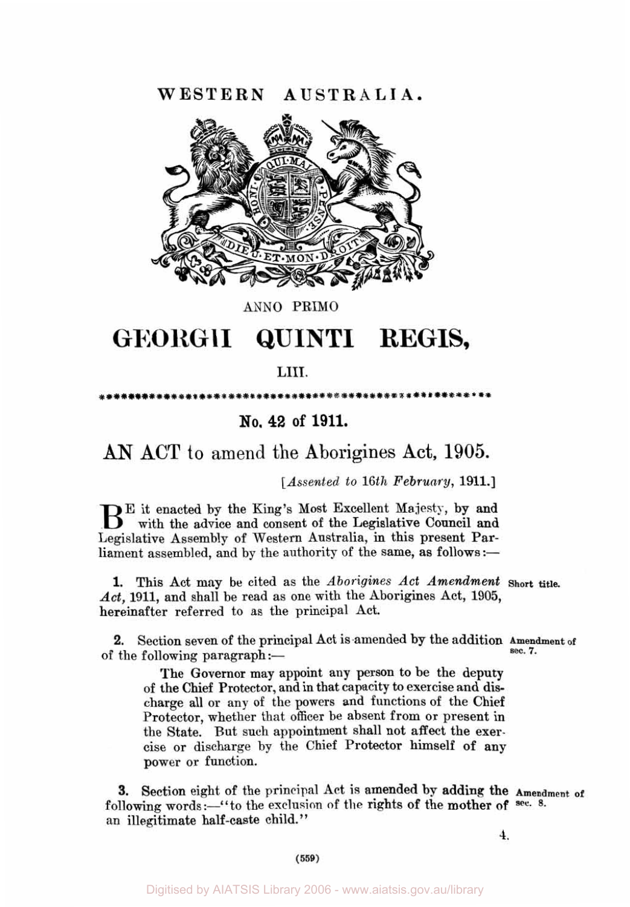# WESTERN AUSTRALIA.

ANNO PRIMO

# GEORGII QUINTI REGIS,

LIII.

## No. 42 of 1911.

## AN ACT to amend the Aborigines Act, 1905.

[*Assented to 16th February*, 1911.]

BE it enacted by the King's Most Excellent Majesty, by and with the advice and consent of the Legislative Council and Legislative Assembly of Western Australia, in this present Parliament assembled, and by the authority of the same, as follows:—

**Short title.**

**1.** This Act may be cited as the *Aborigines Act Amendment Act*, 1911, and shall be read as one with the Aborigines Act, 1905, hereinafter referred to as the principal Act.

**Amendment of sec. 7.**

**2.** Section seven of the principal Act is amended by the addition of the following paragraph:—

> The Governor may appoint any person to be the deputy of the Chief Protector, and in that capacity to exercise and discharge all or any of the powers and functions of the Chief Protector, whether that officer be absent from or present in the State. But such appointment shall not affect the exercise or discharge by the Chief Protector himself of any power or function.

**Amendment of sec. 8.**

**3.** Section eight of the principal Act is amended by adding the following words:—"to the exclusion of the rights of the mother of an illegitimate half-caste child."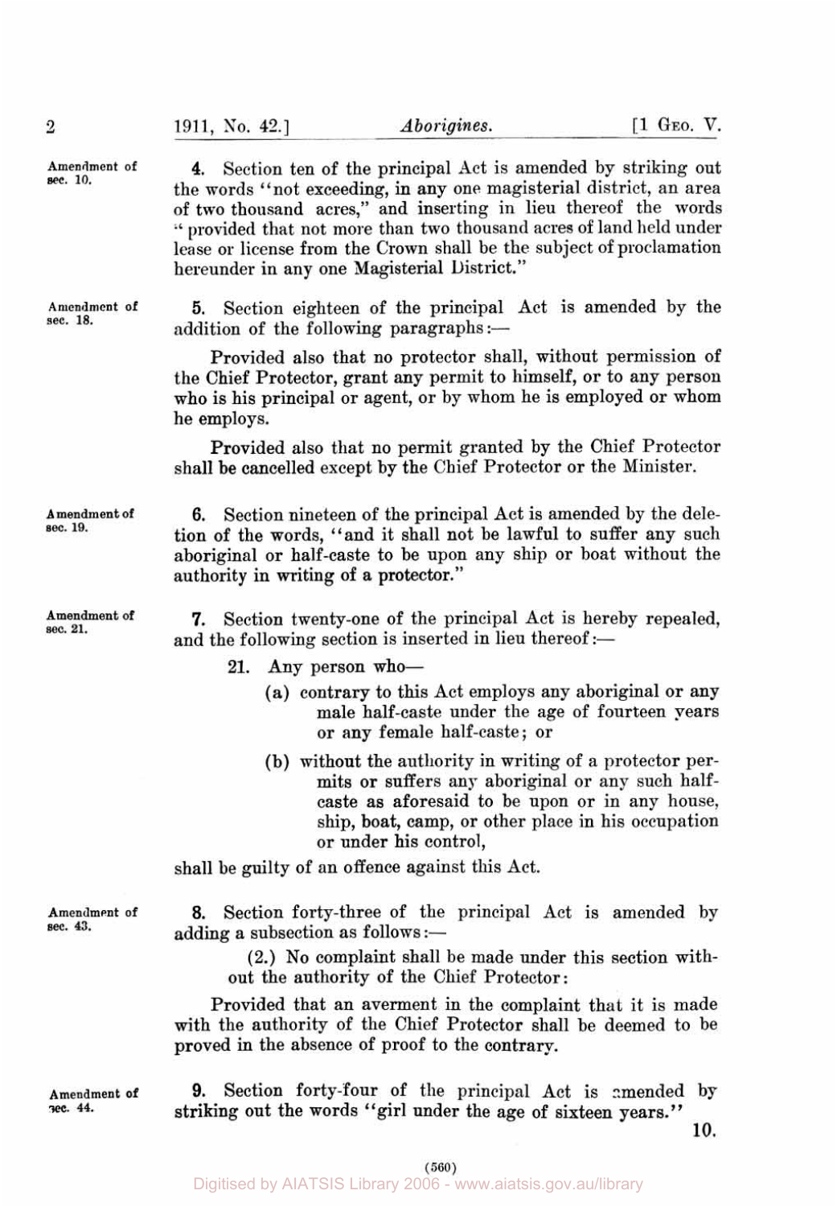Amendment of sec. 10.

**4.** Section ten of the principal Act is amended by striking out the words "not exceeding, in any one magisterial district, an area of two thousand acres," and inserting in lieu thereof the words "provided that not more than two thousand acres of land held under lease or license from the Crown shall be the subject of proclamation hereunder in any one Magisterial District."

Amendment of sec. 18.

**5.** Section eighteen of the principal Act is amended by the addition of the following paragraphs:—

Provided also that no protector shall, without permission of the Chief Protector, grant any permit to himself, or to any person who is his principal or agent, or by whom he is employed or whom he employs.

Provided also that no permit granted by the Chief Protector shall be cancelled except by the Chief Protector or the Minister.

Amendment of sec. 19.

**6.** Section nineteen of the principal Act is amended by the deletion of the words, "and it shall not be lawful to suffer any such aboriginal or half-caste to be upon any ship or boat without the authority in writing of a protector."

Amendment of sec. 21.

**7.** Section twenty-one of the principal Act is hereby repealed, and the following section is inserted in lieu thereof:—

21. Any person who—

(a) contrary to this Act employs any aboriginal or any male half-caste under the age of fourteen years or any female half-caste; or

(b) without the authority in writing of a protector permits or suffers any aboriginal or any such half-caste as aforesaid to be upon or in any house, ship, boat, camp, or other place in his occupation or under his control,

shall be guilty of an offence against this Act.

Amendment of sec. 43.

**8.** Section forty-three of the principal Act is amended by adding a subsection as follows:—

(2.) No complaint shall be made under this section without the authority of the Chief Protector:

Provided that an averment in the complaint that it is made with the authority of the Chief Protector shall be deemed to be proved in the absence of proof to the contrary.

Amendment of sec. 44.

**9.** Section forty-four of the principal Act is amended by striking out the words "girl under the age of sixteen years."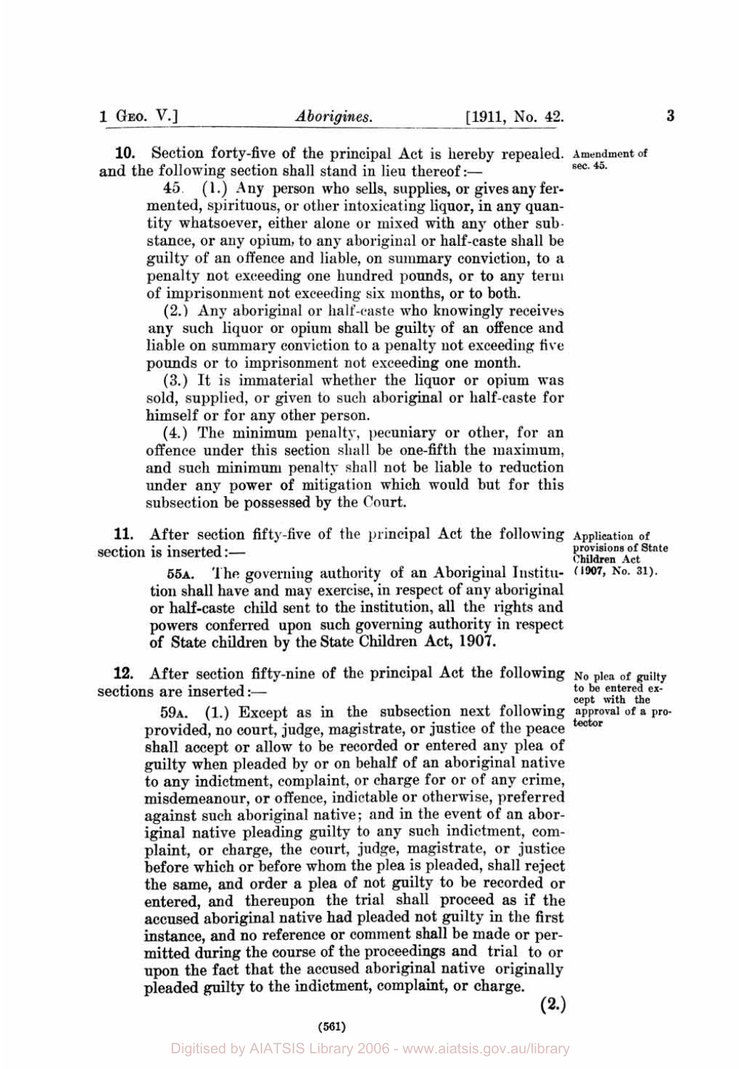**10.** Section forty-five of the principal Act is hereby repealed. and the following section shall stand in lieu thereof:—

*Amendment of sec. 45.*

45. (1.) Any person who sells, supplies, or gives any fermented, spirituous, or other intoxicating liquor, in any quantity whatsoever, either alone or mixed with any other substance, or any opium, to any aboriginal or half-caste shall be guilty of an offence and liable, on summary conviction, to a penalty not exceeding one hundred pounds, or to any term of imprisonment not exceeding six months, or to both.

(2.) Any aboriginal or half-caste who knowingly receives any such liquor or opium shall be guilty of an offence and liable on summary conviction to a penalty not exceeding five pounds or to imprisonment not exceeding one month.

(3.) It is immaterial whether the liquor or opium was sold, supplied, or given to such aboriginal or half-caste for himself or for any other person.

(4.) The minimum penalty, pecuniary or other, for an offence under this section shall be one-fifth the maximum, and such minimum penalty shall not be liable to reduction under any power of mitigation which would but for this subsection be possessed by the Court.

**11.** After section fifty-five of the principal Act the following section is inserted:—

*Application of provisions of State Children Act (1907, No. 31).*

55A. The governing authority of an Aboriginal Institution shall have and may exercise, in respect of any aboriginal or half-caste child sent to the institution, all the rights and powers conferred upon such governing authority in respect of State children by the State Children Act, 1907.

**12.** After section fifty-nine of the principal Act the following sections are inserted:—

*No plea of guilty to be entered except with the approval of a protector*

59A. (1.) Except as in the subsection next following provided, no court, judge, magistrate, or justice of the peace shall accept or allow to be recorded or entered any plea of guilty when pleaded by or on behalf of an aboriginal native to any indictment, complaint, or charge for or of any crime, misdemeanour, or offence, indictable or otherwise, preferred against such aboriginal native; and in the event of an aboriginal native pleading guilty to any such indictment, complaint, or charge, the court, judge, magistrate, or justice before which or before whom the plea is pleaded, shall reject the same, and order a plea of not guilty to be recorded or entered, and thereupon the trial shall proceed as if the accused aboriginal native had pleaded not guilty in the first instance, and no reference or comment shall be made or permitted during the course of the proceedings and trial to or upon the fact that the accused aboriginal native originally pleaded guilty to the indictment, complaint, or charge.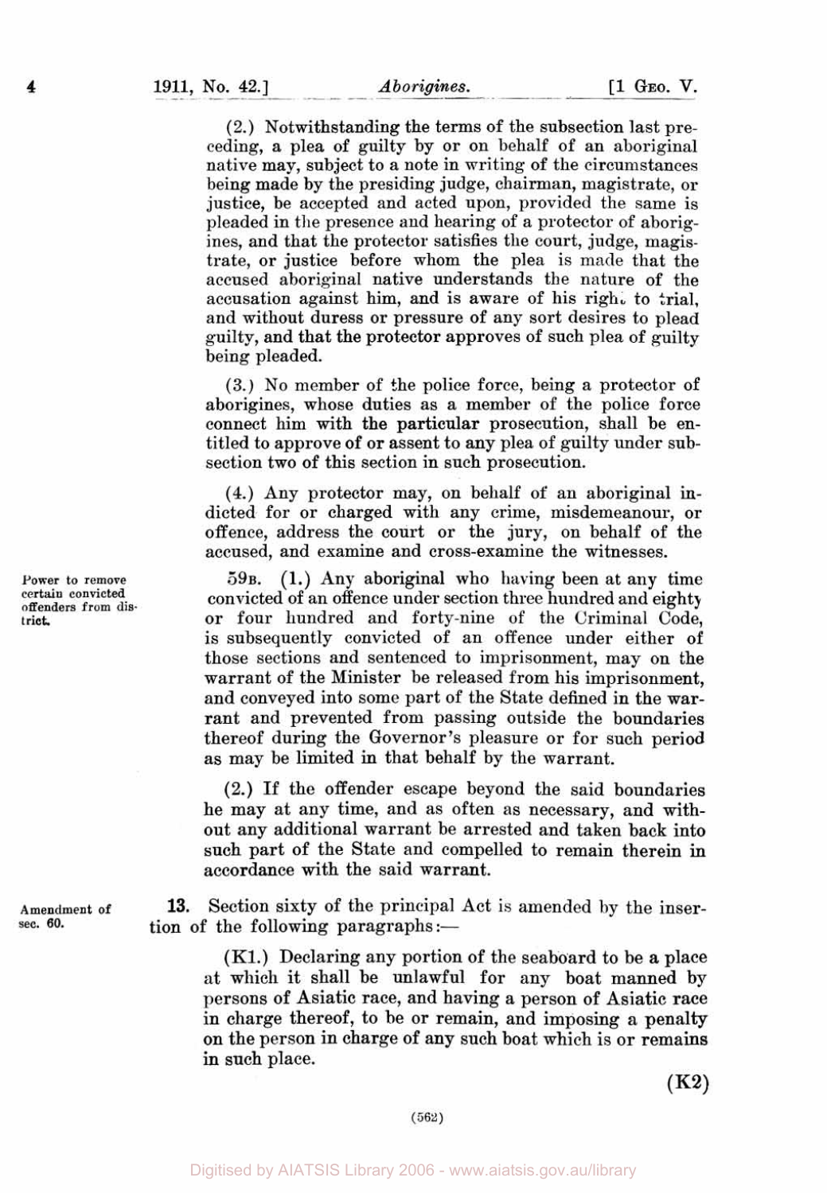(2.) Notwithstanding the terms of the subsection last preceding, a plea of guilty by or on behalf of an aboriginal native may, subject to a note in writing of the circumstances being made by the presiding judge, chairman, magistrate, or justice, be accepted and acted upon, provided the same is pleaded in the presence and hearing of a protector of aborigines, and that the protector satisfies the court, judge, magistrate, or justice before whom the plea is made that the accused aboriginal native understands the nature of the accusation against him, and is aware of his right to trial, and without duress or pressure of any sort desires to plead guilty, and that the protector approves of such plea of guilty being pleaded.

(3.) No member of the police force, being a protector of aborigines, whose duties as a member of the police force connect him with the particular prosecution, shall be entitled to approve of or assent to any plea of guilty under subsection two of this section in such prosecution.

(4.) Any protector may, on behalf of an aboriginal indicted for or charged with any crime, misdemeanour, or offence, address the court or the jury, on behalf of the accused, and examine and cross-examine the witnesses.

*Power to remove certain convicted offenders from district.*

59B. (1.) Any aboriginal who having been at any time convicted of an offence under section three hundred and eighty or four hundred and forty-nine of the Criminal Code, is subsequently convicted of an offence under either of those sections and sentenced to imprisonment, may on the warrant of the Minister be released from his imprisonment, and conveyed into some part of the State defined in the warrant and prevented from passing outside the boundaries thereof during the Governor's pleasure or for such period as may be limited in that behalf by the warrant.

(2.) If the offender escape beyond the said boundaries he may at any time, and as often as necessary, and without any additional warrant be arrested and taken back into such part of the State and compelled to remain therein in accordance with the said warrant.

*Amendment of sec. 60.*

**13.** Section sixty of the principal Act is amended by the insertion of the following paragraphs:—

(K1.) Declaring any portion of the seaboard to be a place at which it shall be unlawful for any boat manned by persons of Asiatic race, and having a person of Asiatic race in charge thereof, to be or remain, and imposing a penalty on the person in charge of any such boat which is or remains in such place.

**(K2)**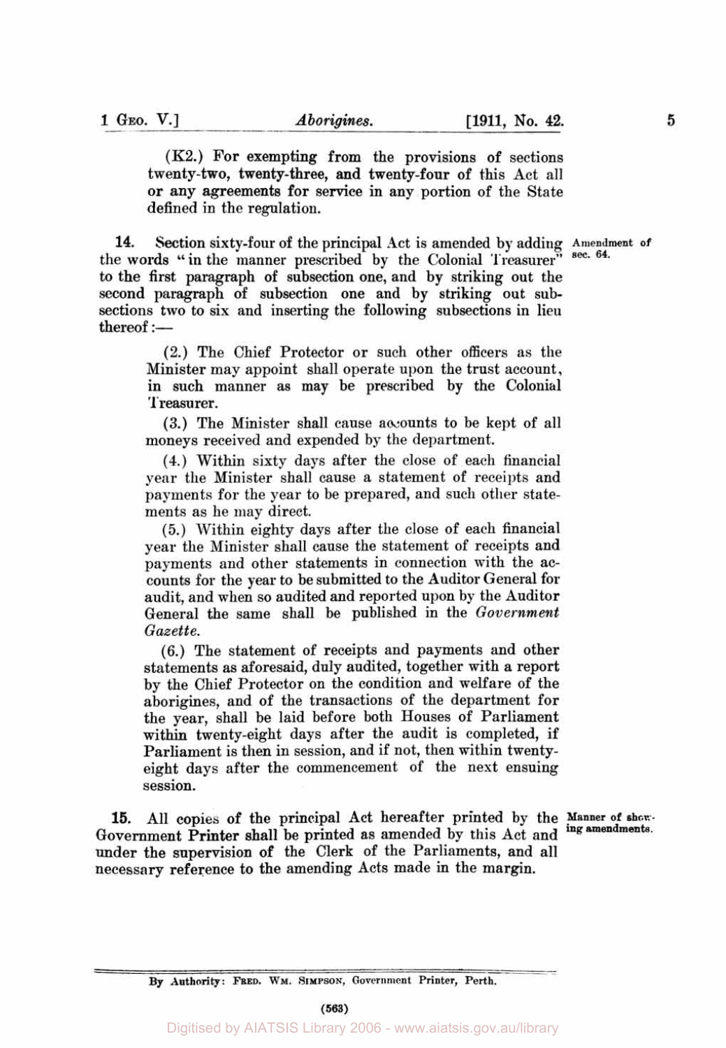(K2.) For exempting from the provisions of sections twenty-two, twenty-three, and twenty-four of this Act all or any agreements for service in any portion of the State defined in the regulation.

**14.** Section sixty-four of the principal Act is amended by adding the words "in the manner prescribed by the Colonial Treasurer" to the first paragraph of subsection one, and by striking out the second paragraph of subsection one and by striking out subsections two to six and inserting the following subsections in lieu thereof:—

*Amendment of sec. 64.*

(2.) The Chief Protector or such other officers as the Minister may appoint shall operate upon the trust account, in such manner as may be prescribed by the Colonial Treasurer.

(3.) The Minister shall cause accounts to be kept of all moneys received and expended by the department.

(4.) Within sixty days after the close of each financial year the Minister shall cause a statement of receipts and payments for the year to be prepared, and such other statements as he may direct.

(5.) Within eighty days after the close of each financial year the Minister shall cause the statement of receipts and payments and other statements in connection with the accounts for the year to be submitted to the Auditor General for audit, and when so audited and reported upon by the Auditor General the same shall be published in the *Government Gazette*.

(6.) The statement of receipts and payments and other statements as aforesaid, duly audited, together with a report by the Chief Protector on the condition and welfare of the aborigines, and of the transactions of the department for the year, shall be laid before both Houses of Parliament within twenty-eight days after the audit is completed, if Parliament is then in session, and if not, then within twenty-eight days after the commencement of the next ensuing session.

**15.** All copies of the principal Act hereafter printed by the Government Printer shall be printed as amended by this Act and under the supervision of the Clerk of the Parliaments, and all necessary reference to the amending Acts made in the margin.

*Manner of showing amendments.*

By Authority: FRED. WM. SIMPSON, Government Printer, Perth.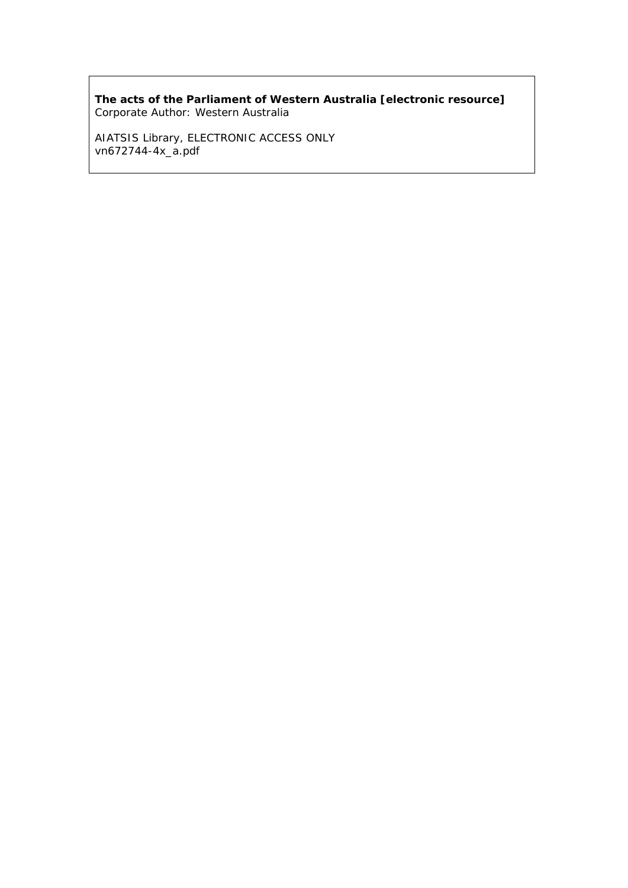**The acts of the Parliament of Western Australia [electronic resource]**
Corporate Author: Western Australia

AIATSIS Library, ELECTRONIC ACCESS ONLY
vn672744-4x_a.pdf